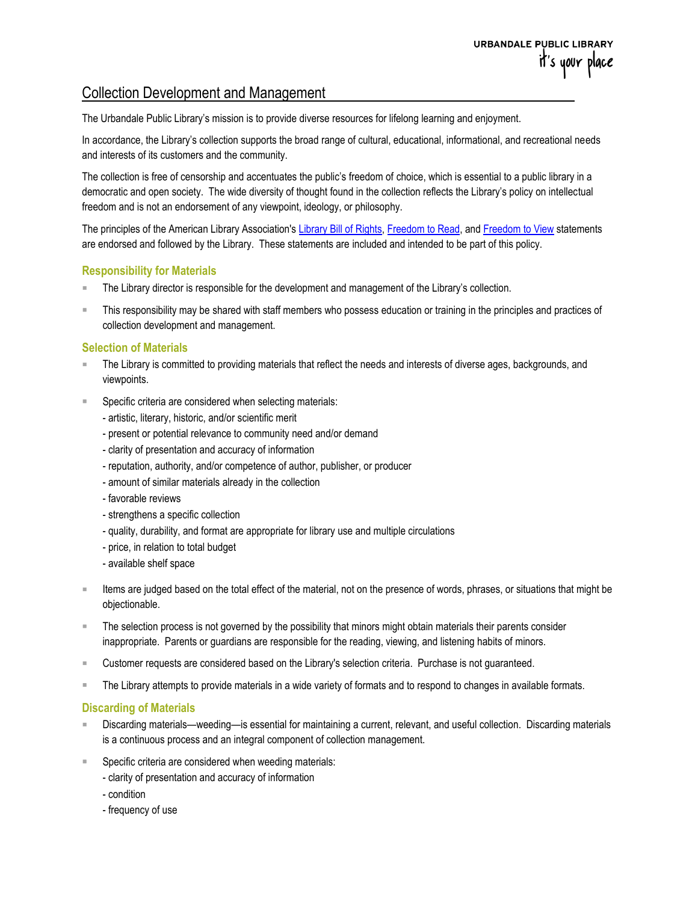# Collection Development and Management

The Urbandale Public Library's mission is to provide diverse resources for lifelong learning and enjoyment.

In accordance, the Library's collection supports the broad range of cultural, educational, informational, and recreational needs and interests of its customers and the community.

The collection is free of censorship and accentuates the public's freedom of choice, which is essential to a public library in a democratic and open society. The wide diversity of thought found in the collection reflects the Library's policy on intellectual freedom and is not an endorsement of any viewpoint, ideology, or philosophy.

The principles of the American Library Association's Library Bill of Rights, Freedom to Read, and Freedom to View statements are endorsed and followed by the Library. These statements are included and intended to be part of this policy.

## Responsibility for Materials

- The Library director is responsible for the development and management of the Library's collection.
- This responsibility may be shared with staff members who possess education or training in the principles and practices of collection development and management.

## Selection of Materials

- The Library is committed to providing materials that reflect the needs and interests of diverse ages, backgrounds, and viewpoints.
- Specific criteria are considered when selecting materials:
  - artistic, literary, historic, and/or scientific merit
  - present or potential relevance to community need and/or demand
  - clarity of presentation and accuracy of information
  - reputation, authority, and/or competence of author, publisher, or producer
  - amount of similar materials already in the collection
  - favorable reviews
  - strengthens a specific collection
  - quality, durability, and format are appropriate for library use and multiple circulations
  - price, in relation to total budget
  - available shelf space
- Items are judged based on the total effect of the material, not on the presence of words, phrases, or situations that might be objectionable.
- The selection process is not governed by the possibility that minors might obtain materials their parents consider inappropriate. Parents or guardians are responsible for the reading, viewing, and listening habits of minors.
- Customer requests are considered based on the Library's selection criteria. Purchase is not guaranteed.
- The Library attempts to provide materials in a wide variety of formats and to respond to changes in available formats.

## Discarding of Materials

- Discarding materials—weeding—is essential for maintaining a current, relevant, and useful collection. Discarding materials is a continuous process and an integral component of collection management.
- Specific criteria are considered when weeding materials:
  - clarity of presentation and accuracy of information
  - condition
  - frequency of use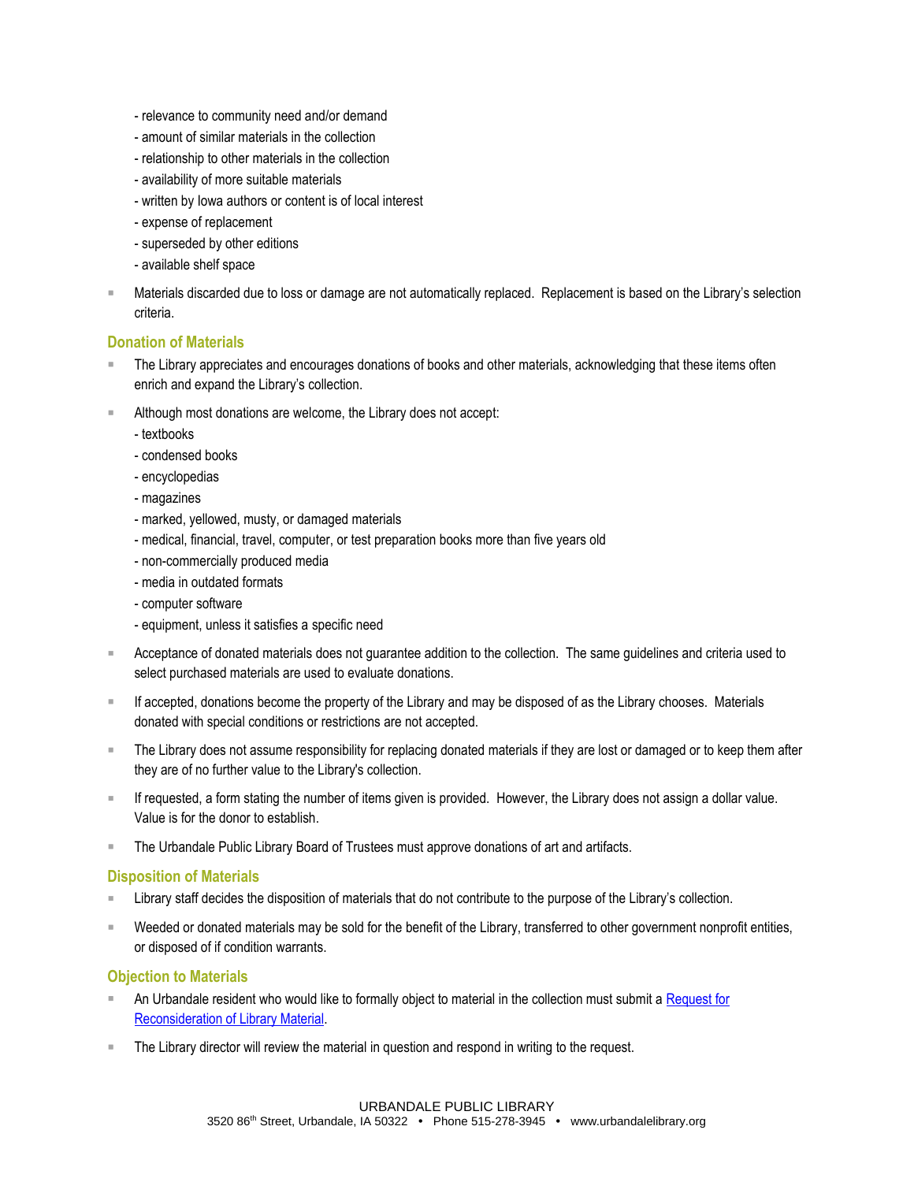- relevance to community need and/or demand
- amount of similar materials in the collection
- relationship to other materials in the collection
- availability of more suitable materials
- written by Iowa authors or content is of local interest
- expense of replacement
- superseded by other editions
- available shelf space

- Materials discarded due to loss or damage are not automatically replaced. Replacement is based on the Library's selection criteria.

### Donation of Materials

- The Library appreciates and encourages donations of books and other materials, acknowledging that these items often enrich and expand the Library's collection.
- Although most donations are welcome, the Library does not accept:
  - textbooks
  - condensed books
  - encyclopedias
  - magazines
  - marked, yellowed, musty, or damaged materials
  - medical, financial, travel, computer, or test preparation books more than five years old
  - non-commercially produced media
  - media in outdated formats
  - computer software
  - equipment, unless it satisfies a specific need
- Acceptance of donated materials does not guarantee addition to the collection. The same guidelines and criteria used to select purchased materials are used to evaluate donations.
- If accepted, donations become the property of the Library and may be disposed of as the Library chooses. Materials donated with special conditions or restrictions are not accepted.
- The Library does not assume responsibility for replacing donated materials if they are lost or damaged or to keep them after they are of no further value to the Library's collection.
- If requested, a form stating the number of items given is provided. However, the Library does not assign a dollar value. Value is for the donor to establish.
- The Urbandale Public Library Board of Trustees must approve donations of art and artifacts.

### Disposition of Materials

- Library staff decides the disposition of materials that do not contribute to the purpose of the Library's collection.
- Weeded or donated materials may be sold for the benefit of the Library, transferred to other government nonprofit entities, or disposed of if condition warrants.

### Objection to Materials

- An Urbandale resident who would like to formally object to material in the collection must submit a [Request for Reconsideration of Library Material](#).
- The Library director will review the material in question and respond in writing to the request.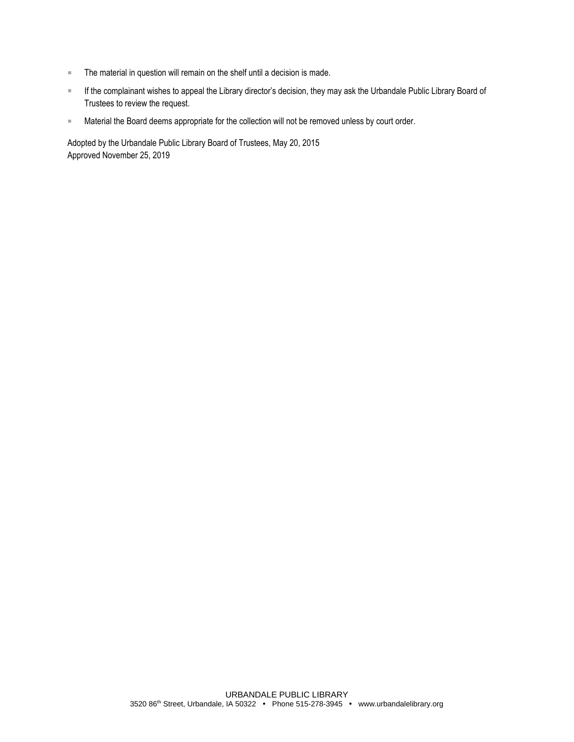- The material in question will remain on the shelf until a decision is made.
- If the complainant wishes to appeal the Library director's decision, they may ask the Urbandale Public Library Board of Trustees to review the request.
- Material the Board deems appropriate for the collection will not be removed unless by court order.

Adopted by the Urbandale Public Library Board of Trustees, May 20, 2015
Approved November 25, 2019